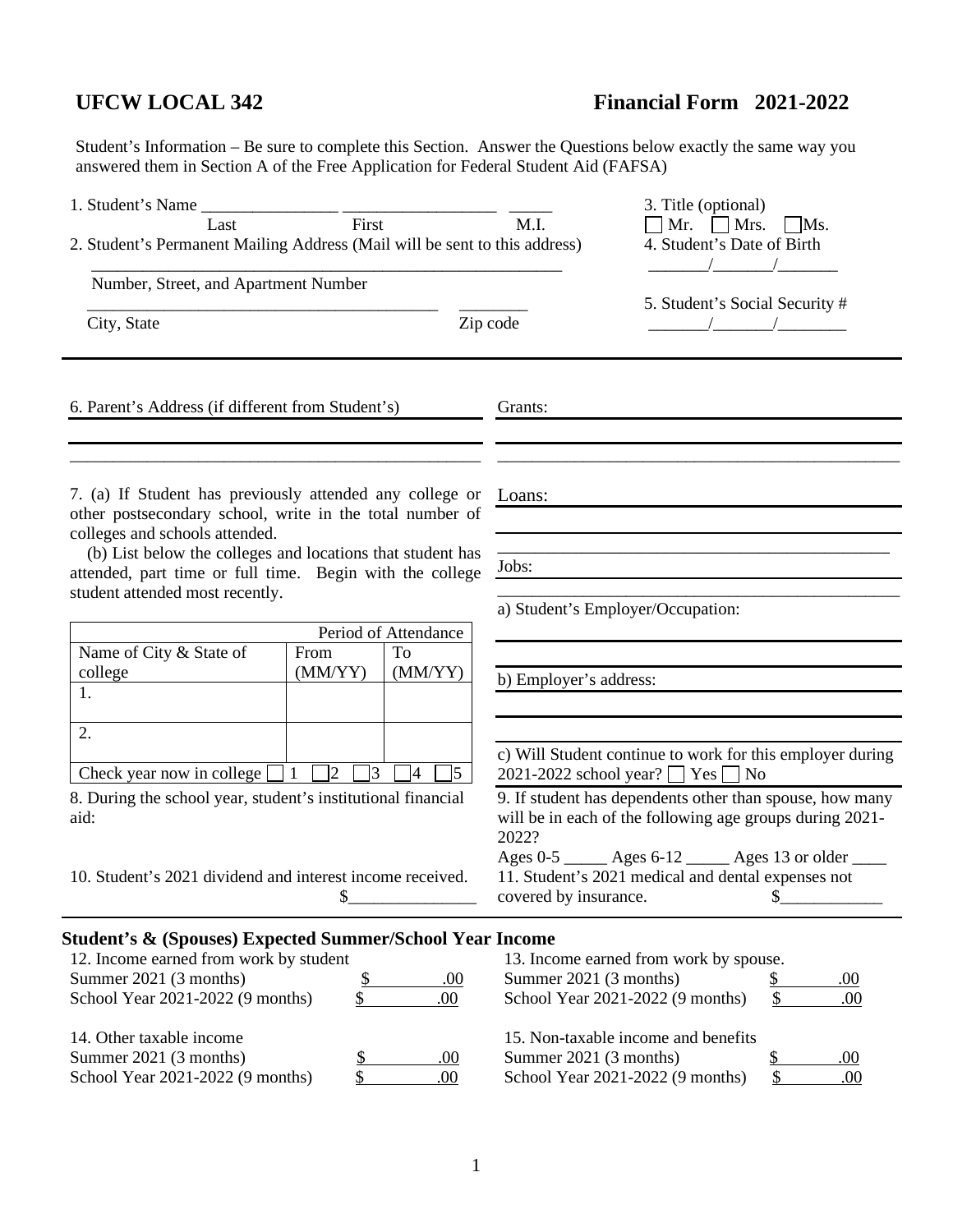# UFCW LOCAL 342 — Financial Form 2021-2022

Student's Information – Be sure to complete this Section. Answer the Questions below exactly the same way you answered them in Section A of the Free Application for Federal Student Aid (FAFSA)

1. Student's Name ________________ ________________ _____
   Last First M.I.

2. Student's Permanent Mailing Address (Mail will be sent to this address)
   ____________________________________________
   Number, Street, and Apartment Number
   ____________________________________ ________
   City, State Zip code

3. Title (optional)
   ☐ Mr. ☐ Mrs. ☐ Ms.

4. Student's Date of Birth
   _______/_______/_______

5. Student's Social Security #
   _______/_______/________

---

6. Parent's Address (if different from Student's)

______________________________________________

______________________________________________

7. (a) If Student has previously attended any college or other postsecondary school, write in the total number of colleges and schools attended.

   (b) List below the colleges and locations that student has attended, part time or full time. Begin with the college student attended most recently.

| | Period of Attendance | |
|---|---|---|
| Name of City & State of college | From (MM/YY) | To (MM/YY) |
| 1. | | |
| 2. | | |
| Check year now in college ☐ 1 ☐ 2 ☐ 3 ☐ 4 ☐ 5 | | |

8. During the school year, student's institutional financial aid:

Grants:

______________________________________________

______________________________________________

Loans:

______________________________________________

______________________________________________

Jobs:

______________________________________________

a) Student's Employer/Occupation:

______________________________________________

______________________________________________

b) Employer's address:

______________________________________________

______________________________________________

c) Will Student continue to work for this employer during 2021-2022 school year? ☐ Yes ☐ No

9. If student has dependents other than spouse, how many will be in each of the following age groups during 2021-2022?
   Ages 0-5 _____ Ages 6-12 _____ Ages 13 or older ____

10. Student's 2021 dividend and interest income received. $_______________

11. Student's 2021 medical and dental expenses not covered by insurance. $____________

---

## Student's & (Spouses) Expected Summer/School Year Income

12. Income earned from work by student

| | |
|---|---|
| Summer 2021 (3 months) | $ .00 |
| School Year 2021-2022 (9 months) | $ .00 |

13. Income earned from work by spouse.

| | |
|---|---|
| Summer 2021 (3 months) | $ .00 |
| School Year 2021-2022 (9 months) | $ .00 |

14. Other taxable income

| | |
|---|---|
| Summer 2021 (3 months) | $ .00 |
| School Year 2021-2022 (9 months) | $ .00 |

15. Non-taxable income and benefits

| | |
|---|---|
| Summer 2021 (3 months) | $ .00 |
| School Year 2021-2022 (9 months) | $ .00 |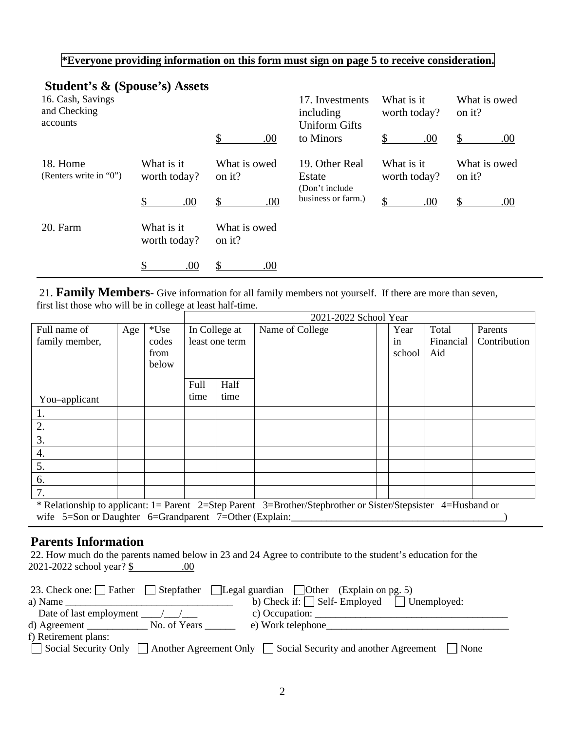**\*Everyone providing information on this form must sign on page 5 to receive consideration.**

## Student's & (Spouse's) Assets

| | What is it worth today? | What is owed on it? |
|---|---|---|
| 16. Cash, Savings and Checking accounts | | $ .00 |
| 17. Investments including Uniform Gifts to Minors | $ .00 | $ .00 |
| 18. Home (Renters write in "0") | $ .00 | $ .00 |
| 19. Other Real Estate (Don't include business or farm.) | $ .00 | $ .00 |
| 20. Farm | $ .00 | $ .00 |

21. **Family Members**- Give information for all family members not yourself. If there are more than seven, first list those who will be in college at least half-time.

| Full name of family member, You–applicant | Age | *Use codes from below | 2021-2022 School Year: In College at least one term – Full time | Half time | Name of College | | Year in school | Total Financial Aid | Parents Contribution |
|---|---|---|---|---|---|---|---|---|---|
| 1. | | | | | | | | | |
| 2. | | | | | | | | | |
| 3. | | | | | | | | | |
| 4. | | | | | | | | | |
| 5. | | | | | | | | | |
| 6. | | | | | | | | | |
| 7. | | | | | | | | | |

\* Relationship to applicant: 1= Parent 2=Step Parent 3=Brother/Stepbrother or Sister/Stepsister 4=Husband or wife 5=Son or Daughter 6=Grandparent 7=Other (Explain:\_\_\_\_\_\_\_\_\_\_\_\_\_\_\_\_\_\_\_\_\_\_\_\_\_\_\_\_\_\_\_\_\_\_\_\_\_\_\_\_\_)

## Parents Information

22. How much do the parents named below in 23 and 24 Agree to contribute to the student's education for the 2021-2022 school year? $\_\_\_\_\_\_\_\_\_\_.00

23. Check one: ☐ Father ☐ Stepfather ☐ Legal guardian ☐ Other (Explain on pg. 5)

a) Name \_\_\_\_\_\_\_\_\_\_\_\_\_\_\_\_\_\_\_\_\_\_\_\_\_\_\_\_\_\_\_\_\_\_
b) Check if: ☐ Self- Employed ☐ Unemployed:
Date of last employment \_\_\_\_/\_\_\_/\_\_\_
c) Occupation: \_\_\_\_\_\_\_\_\_\_\_\_\_\_\_\_\_\_\_\_\_\_\_\_\_\_\_\_\_\_\_\_\_\_\_\_\_\_
d) Agreement \_\_\_\_\_\_\_\_\_\_\_\_ No. of Years \_\_\_\_\_\_
e) Work telephone\_\_\_\_\_\_\_\_\_\_\_\_\_\_\_\_\_\_\_\_\_\_\_\_\_\_\_\_\_\_\_\_\_\_\_\_\_\_
f) Retirement plans:
☐ Social Security Only ☐ Another Agreement Only ☐ Social Security and another Agreement ☐ None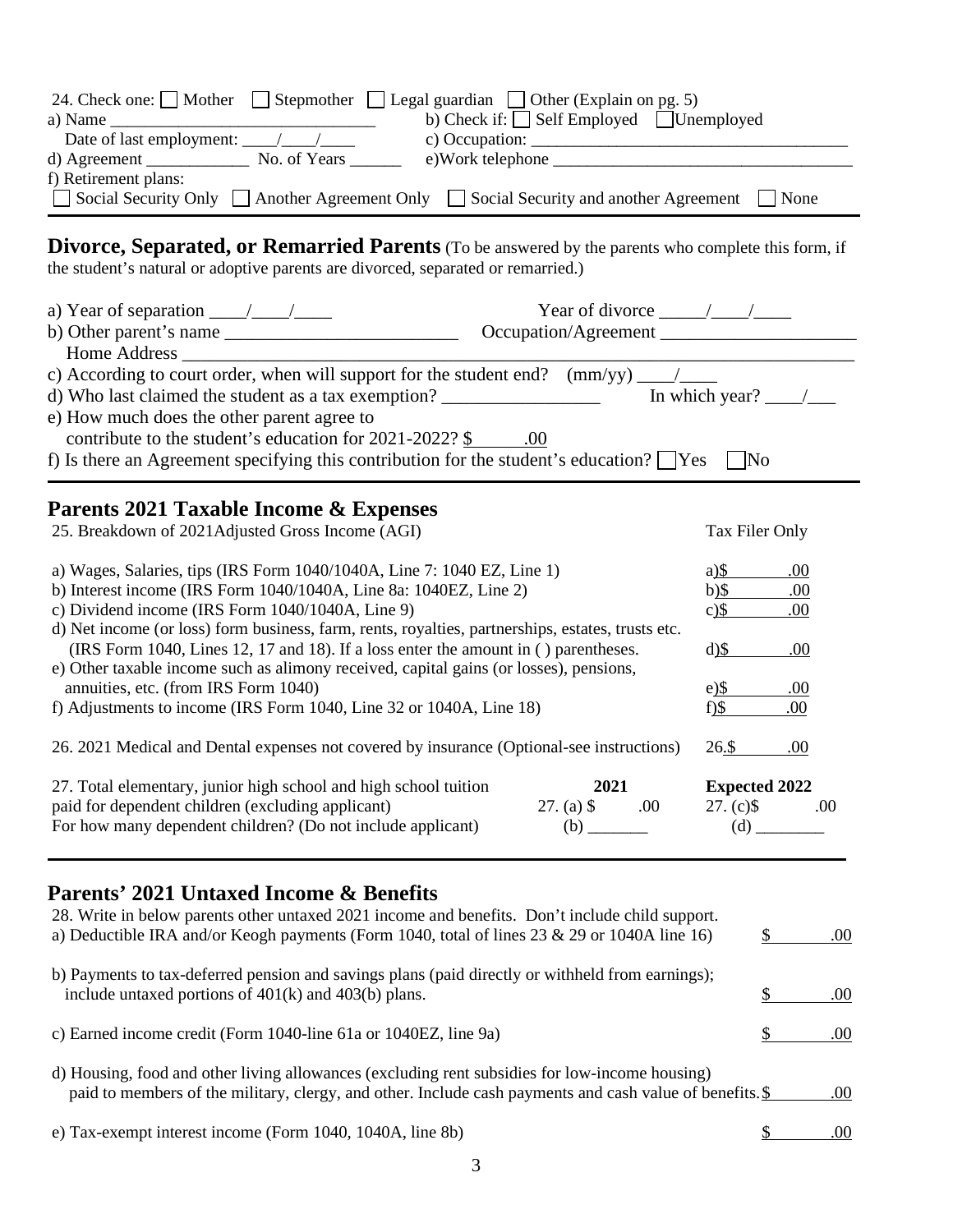24. Check one: ☐ Mother ☐ Stepmother ☐ Legal guardian ☐ Other (Explain on pg. 5)

a) Name ______________________________ b) Check if: ☐ Self Employed ☐ Unemployed

Date of last employment: ____/____/____ c) Occupation: ___________________________________

d) Agreement ___________ No. of Years ______ e)Work telephone ___________________________________

f) Retirement plans:

☐ Social Security Only ☐ Another Agreement Only ☐ Social Security and another Agreement ☐ None

## Divorce, Separated, or Remarried Parents

(To be answered by the parents who complete this form, if the student's natural or adoptive parents are divorced, separated or remarried.)

a) Year of separation ____/____/____ Year of divorce _____/____/____

b) Other parent's name _________________________ Occupation/Agreement _____________________

Home Address ___________________________________________________________________________

c) According to court order, when will support for the student end? (mm/yy) ____/____

d) Who last claimed the student as a tax exemption? _________________ In which year? ____/___

e) How much does the other parent agree to contribute to the student's education for 2021-2022? $ .00

f) Is there an Agreement specifying this contribution for the student's education? ☐ Yes ☐ No

## Parents 2021 Taxable Income & Expenses

25. Breakdown of 2021Adjusted Gross Income (AGI) — Tax Filer Only

| | |
|---|---|
| a) Wages, Salaries, tips (IRS Form 1040/1040A, Line 7: 1040 EZ, Line 1) | a)$ .00 |
| b) Interest income (IRS Form 1040/1040A, Line 8a: 1040EZ, Line 2) | b)$ .00 |
| c) Dividend income (IRS Form 1040/1040A, Line 9) | c)$ .00 |
| d) Net income (or loss) form business, farm, rents, royalties, partnerships, estates, trusts etc. (IRS Form 1040, Lines 12, 17 and 18). If a loss enter the amount in ( ) parentheses. | d)$ .00 |
| e) Other taxable income such as alimony received, capital gains (or losses), pensions, annuities, etc. (from IRS Form 1040) | e)$ .00 |
| f) Adjustments to income (IRS Form 1040, Line 32 or 1040A, Line 18) | f)$ .00 |

26. 2021 Medical and Dental expenses not covered by insurance (Optional-see instructions) 26.$ .00

| | 2021 | Expected 2022 |
|---|---|---|
| 27. Total elementary, junior high school and high school tuition paid for dependent children (excluding applicant) | 27. (a) $ .00 | 27. (c)$ .00 |
| For how many dependent children? (Do not include applicant) | (b) _______ | (d) ________ |

## Parents' 2021 Untaxed Income & Benefits

28. Write in below parents other untaxed 2021 income and benefits. Don't include child support.

| | |
|---|---|
| a) Deductible IRA and/or Keogh payments (Form 1040, total of lines 23 & 29 or 1040A line 16) | $ .00 |
| b) Payments to tax-deferred pension and savings plans (paid directly or withheld from earnings); include untaxed portions of 401(k) and 403(b) plans. | $ .00 |
| c) Earned income credit (Form 1040-line 61a or 1040EZ, line 9a) | $ .00 |
| d) Housing, food and other living allowances (excluding rent subsidies for low-income housing) paid to members of the military, clergy, and other. Include cash payments and cash value of benefits. | $ .00 |
| e) Tax-exempt interest income (Form 1040, 1040A, line 8b) | $ .00 |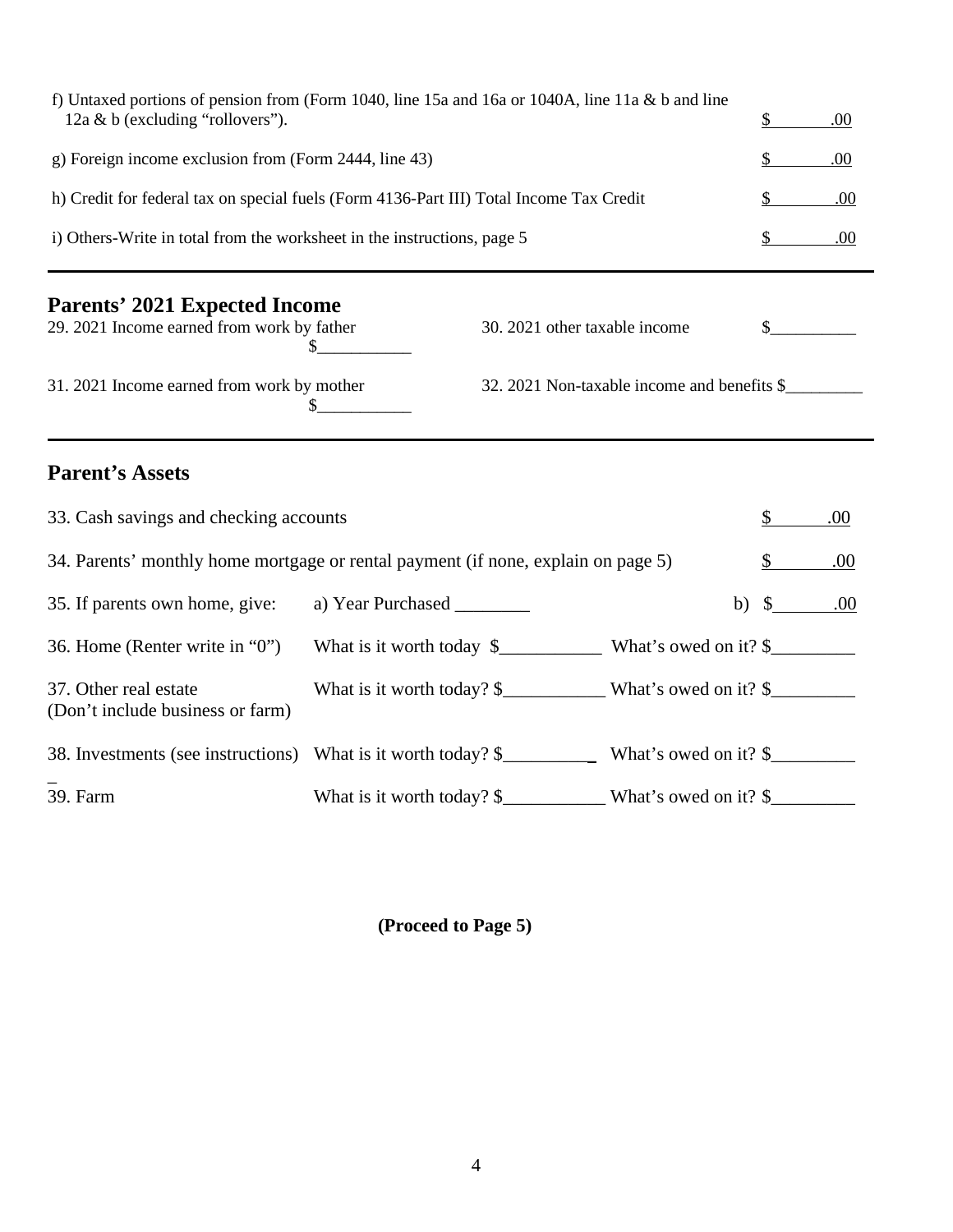f) Untaxed portions of pension from (Form 1040, line 15a and 16a or 1040A, line 11a & b and line 12a & b (excluding "rollovers"). $\_\_\_\_\_\_\_.00

g) Foreign income exclusion from (Form 2444, line 43) $\_\_\_\_\_\_\_.00

h) Credit for federal tax on special fuels (Form 4136-Part III) Total Income Tax Credit $\_\_\_\_\_\_\_.00

i) Others-Write in total from the worksheet in the instructions, page 5 $\_\_\_\_\_\_\_.00

---

## Parents' 2021 Expected Income

29. 2021 Income earned from work by father $\_\_\_\_\_\_\_\_\_\_\_

30. 2021 other taxable income $\_\_\_\_\_\_\_\_\_\_

31. 2021 Income earned from work by mother $\_\_\_\_\_\_\_\_\_\_\_

32. 2021 Non-taxable income and benefits $\_\_\_\_\_\_\_\_\_

---

## Parent's Assets

33. Cash savings and checking accounts $\_\_\_\_\_\_\_.00

34. Parents' monthly home mortgage or rental payment (if none, explain on page 5) $\_\_\_\_\_\_\_.00

35. If parents own home, give: a) Year Purchased \_\_\_\_\_\_\_\_ b) $\_\_\_\_\_\_\_.00

36. Home (Renter write in "0") What is it worth today $\_\_\_\_\_\_\_\_\_\_\_ What's owed on it? $\_\_\_\_\_\_\_\_\_

37. Other real estate (Don't include business or farm) What is it worth today? $\_\_\_\_\_\_\_\_\_\_\_ What's owed on it? $\_\_\_\_\_\_\_\_\_

38. Investments (see instructions) What is it worth today? $\_\_\_\_\_\_\_\_\_\_ What's owed on it? $\_\_\_\_\_\_\_\_\_

39. Farm What is it worth today? $\_\_\_\_\_\_\_\_\_\_\_ What's owed on it? $\_\_\_\_\_\_\_\_\_

**(Proceed to Page 5)**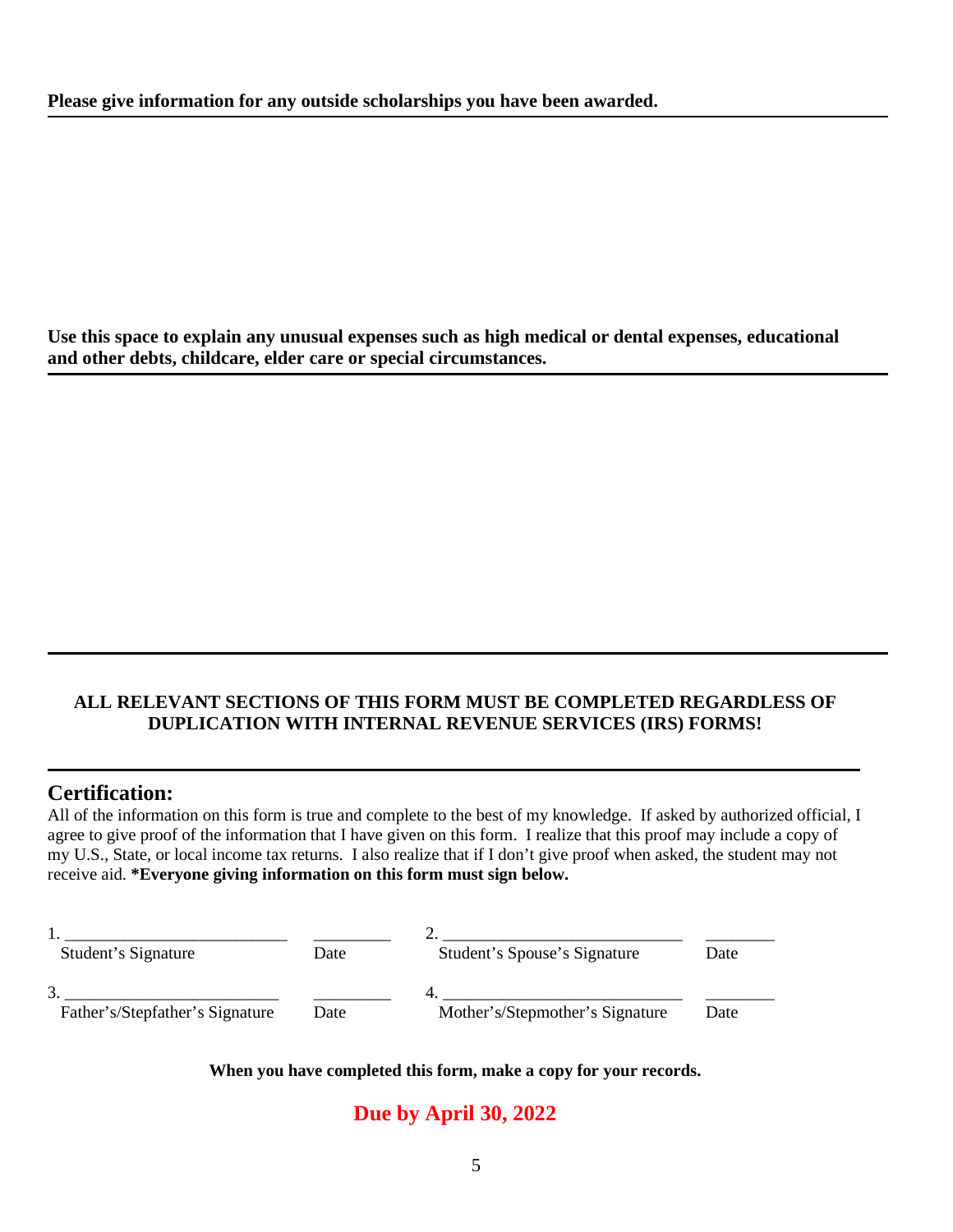**Please give information for any outside scholarships you have been awarded.**

---

**Use this space to explain any unusual expenses such as high medical or dental expenses, educational and other debts, childcare, elder care or special circumstances.**

---

---

**ALL RELEVANT SECTIONS OF THIS FORM MUST BE COMPLETED REGARDLESS OF DUPLICATION WITH INTERNAL REVENUE SERVICES (IRS) FORMS!**

---

## Certification:

All of the information on this form is true and complete to the best of my knowledge. If asked by authorized official, I agree to give proof of the information that I have given on this form. I realize that this proof may include a copy of my U.S., State, or local income tax returns. I also realize that if I don't give proof when asked, the student may not receive aid. ***Everyone giving information on this form must sign below.**

| | | | |
|---|---|---|---|
| 1. ___________________________ | _________ | 2. ____________________________ | ________ |
| Student's Signature | Date | Student's Spouse's Signature | Date |
| 3. ___________________________ | _________ | 4. ____________________________ | ________ |
| Father's/Stepfather's Signature | Date | Mother's/Stepmother's Signature | Date |

**When you have completed this form, make a copy for your records.**

**Due by April 30, 2022**